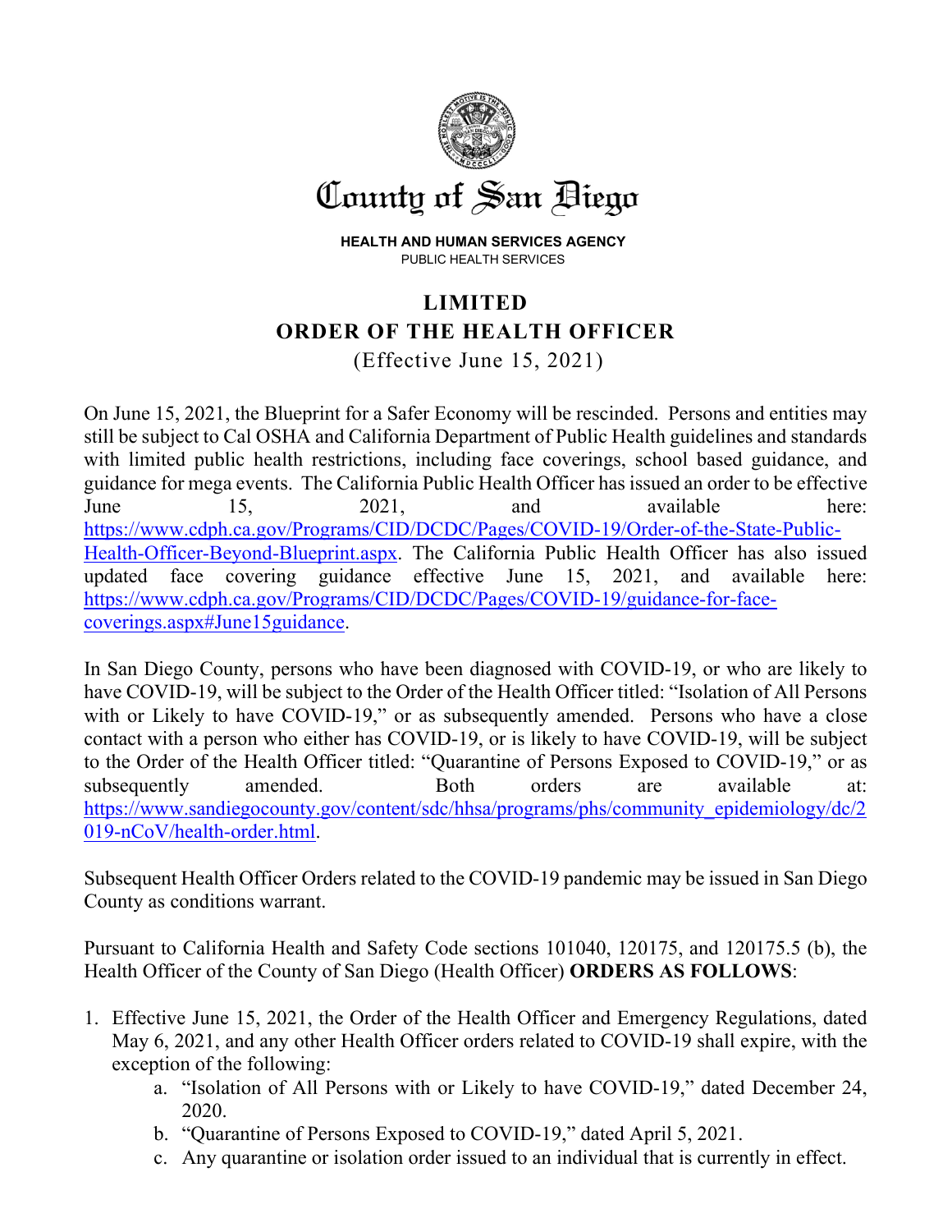# County of San Diego

**HEALTH AND HUMAN SERVICES AGENCY**
PUBLIC HEALTH SERVICES

## LIMITED
## ORDER OF THE HEALTH OFFICER
(Effective June 15, 2021)

On June 15, 2021, the Blueprint for a Safer Economy will be rescinded. Persons and entities may still be subject to Cal OSHA and California Department of Public Health guidelines and standards with limited public health restrictions, including face coverings, school based guidance, and guidance for mega events. The California Public Health Officer has issued an order to be effective June 15, 2021, and available here: [https://www.cdph.ca.gov/Programs/CID/DCDC/Pages/COVID-19/Order-of-the-State-Public-Health-Officer-Beyond-Blueprint.aspx](https://www.cdph.ca.gov/Programs/CID/DCDC/Pages/COVID-19/Order-of-the-State-Public-Health-Officer-Beyond-Blueprint.aspx). The California Public Health Officer has also issued updated face covering guidance effective June 15, 2021, and available here: [https://www.cdph.ca.gov/Programs/CID/DCDC/Pages/COVID-19/guidance-for-face-coverings.aspx#June15guidance](https://www.cdph.ca.gov/Programs/CID/DCDC/Pages/COVID-19/guidance-for-face-coverings.aspx#June15guidance).

In San Diego County, persons who have been diagnosed with COVID-19, or who are likely to have COVID-19, will be subject to the Order of the Health Officer titled: "Isolation of All Persons with or Likely to have COVID-19," or as subsequently amended. Persons who have a close contact with a person who either has COVID-19, or is likely to have COVID-19, will be subject to the Order of the Health Officer titled: "Quarantine of Persons Exposed to COVID-19," or as subsequently amended. Both orders are available at: [https://www.sandiegocounty.gov/content/sdc/hhsa/programs/phs/community_epidemiology/dc/2019-nCoV/health-order.html](https://www.sandiegocounty.gov/content/sdc/hhsa/programs/phs/community_epidemiology/dc/2019-nCoV/health-order.html).

Subsequent Health Officer Orders related to the COVID-19 pandemic may be issued in San Diego County as conditions warrant.

Pursuant to California Health and Safety Code sections 101040, 120175, and 120175.5 (b), the Health Officer of the County of San Diego (Health Officer) **ORDERS AS FOLLOWS**:

1. Effective June 15, 2021, the Order of the Health Officer and Emergency Regulations, dated May 6, 2021, and any other Health Officer orders related to COVID-19 shall expire, with the exception of the following:
   a. "Isolation of All Persons with or Likely to have COVID-19," dated December 24, 2020.
   b. "Quarantine of Persons Exposed to COVID-19," dated April 5, 2021.
   c. Any quarantine or isolation order issued to an individual that is currently in effect.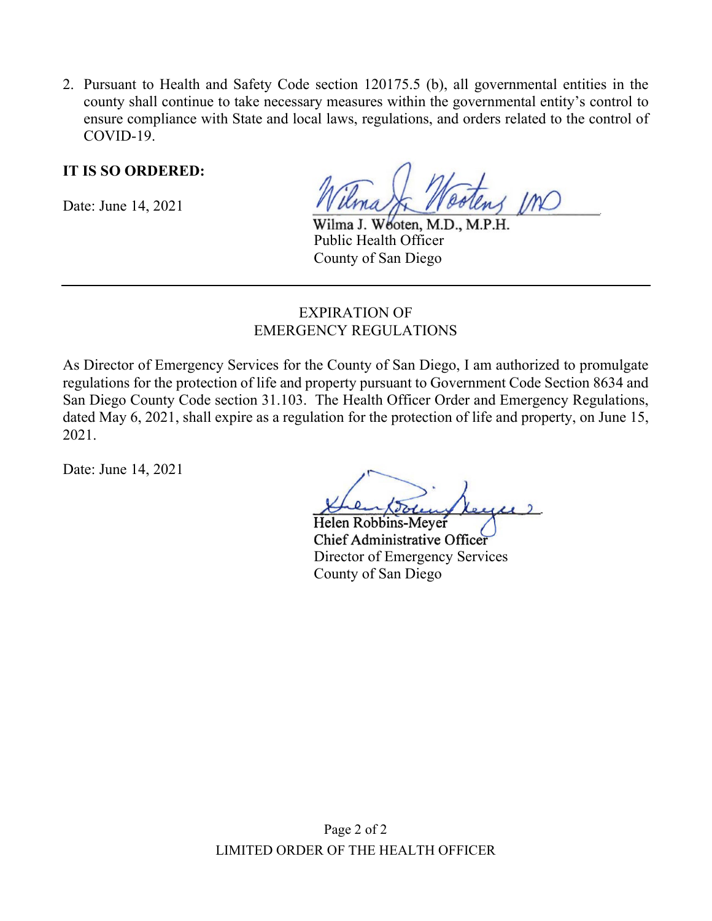2. Pursuant to Health and Safety Code section 120175.5 (b), all governmental entities in the county shall continue to take necessary measures within the governmental entity's control to ensure compliance with State and local laws, regulations, and orders related to the control of COVID-19.

**IT IS SO ORDERED:**

Date: June 14, 2021

Wilma J. Wooten, M.D., M.P.H.
Public Health Officer
County of San Diego

---

EXPIRATION OF
EMERGENCY REGULATIONS

As Director of Emergency Services for the County of San Diego, I am authorized to promulgate regulations for the protection of life and property pursuant to Government Code Section 8634 and San Diego County Code section 31.103. The Health Officer Order and Emergency Regulations, dated May 6, 2021, shall expire as a regulation for the protection of life and property, on June 15, 2021.

Date: June 14, 2021

Helen Robbins-Meyer
Chief Administrative Officer
Director of Emergency Services
County of San Diego

LIMITED ORDER OF THE HEALTH OFFICER